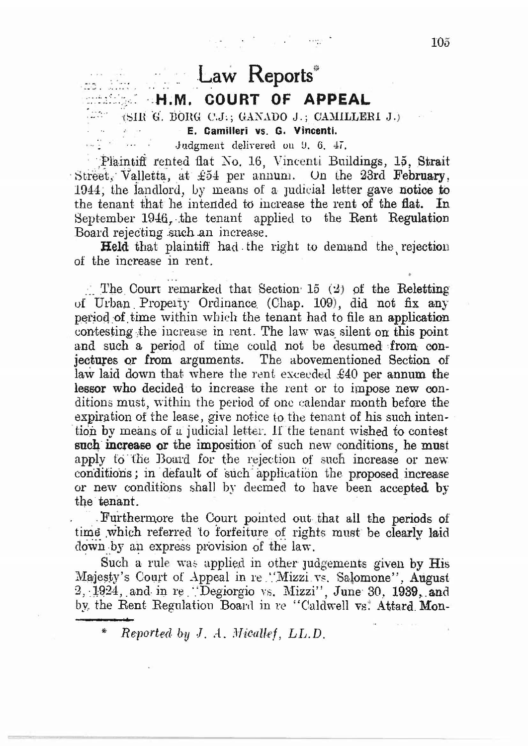# Law Reports*

## H.M. COURT OF APPEAL

(SIR G. BORG C.J.; GANADO J.; CAMILLERI J.)

**E. Camilleri vs. G. Vincenti.**

Judgment delivered on 9. 6. 47.

Plaintiff rented flat No. 16, Vincenti Buildings, 15, Strait Street, Valletta, at £54 per annum. On the 23rd February, 1944, the landlord, by means of a judicial letter gave notice to the tenant that he intended to increase the rent of the flat. In September 1946, the tenant applied to the Rent Regulation Board rejecting such an increase.

**Held** that plaintiff had the right to demand the rejection of the increase in rent.

...

The Court remarked that Section 15 (2) of the Reletting of Urban Property Ordinance (Chap. 109), did not fix any period of time within which the tenant had to file an application contesting the increase in rent. The law was silent on this point and such a period of time could not be desumed from conjectures or from arguments. The abovementioned Section of law laid down that where the rent exceeded £40 per annum the lessor who decided to increase the rent or to impose new conditions must, within the period of one calendar month before the expiration of the lease, give notice to the tenant of his such intention by means of a judicial letter. If the tenant wished to contest such increase or the imposition of such new conditions, he must apply to the Board for the rejection of such increase or new conditions; in default of such application the proposed increase or new conditions shall by deemed to have been accepted by the tenant.

Furthermore the Court pointed out that all the periods of time which referred to forfeiture of rights must be clearly laid down by an express provision of the law.

Such a rule was applied in other judgements given by His Majesty's Court of Appeal in re "Mizzi vs. Salomone", August 2, 1924, and in re "Degiorgio vs. Mizzi", June 30, 1939, and by the Rent Regulation Board in re "Caldwell vs. Attard Mon-

\* *Reported by J. A. Micallef, LL.D.*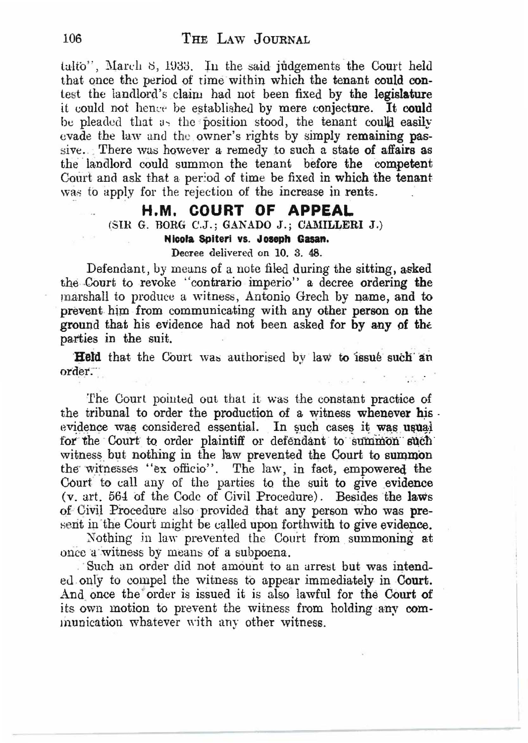taltò", March 8, 1933. In the said judgements the Court held that once the period of time within which the tenant could contest the landlord's claim had not been fixed by the legislature it could not hence be established by mere conjecture. It could be pleaded that as the position stood, the tenant could easily evade the law and the owner's rights by simply remaining passive. There was however a remedy to such a state of affairs as the landlord could summon the tenant before the competent Court and ask that a period of time be fixed in which the tenant was to apply for the rejection of the increase in rents.

## H.M. COURT OF APPEAL

(SIR G. BORG C.J.; GANADO J.; CAMILLERI J.)

**Nicola Spiteri vs. Joseph Gasan.**

Decree delivered on 10. 3. 48.

Defendant, by means of a note filed during the sitting, asked the Court to revoke "contrario imperio" a decree ordering the marshall to produce a witness, Antonio Grech by name, and to prevent him from communicating with any other person on the ground that his evidence had not been asked for by any of the parties in the suit.

**Held** that the Court was authorised by law to issue such an order.

The Court pointed out that it was the constant practice of the tribunal to order the production of a witness whenever his evidence was considered essential. In such cases it was usual for the Court to order plaintiff or defendant to summon such witness but nothing in the law prevented the Court to summon the witnesses "ex officio". The law, in fact, empowered the Court to call any of the parties to the suit to give evidence (v. art. 564 of the Code of Civil Procedure). Besides the laws of Civil Procedure also provided that any person who was present in the Court might be called upon forthwith to give evidence.

Nothing in law prevented the Court from summoning at once a witness by means of a subpoena.

Such an order did not amount to an arrest but was intended only to compel the witness to appear immediately in Court. And once the order is issued it is also lawful for the Court of its own motion to prevent the witness from holding any communication whatever with any other witness.